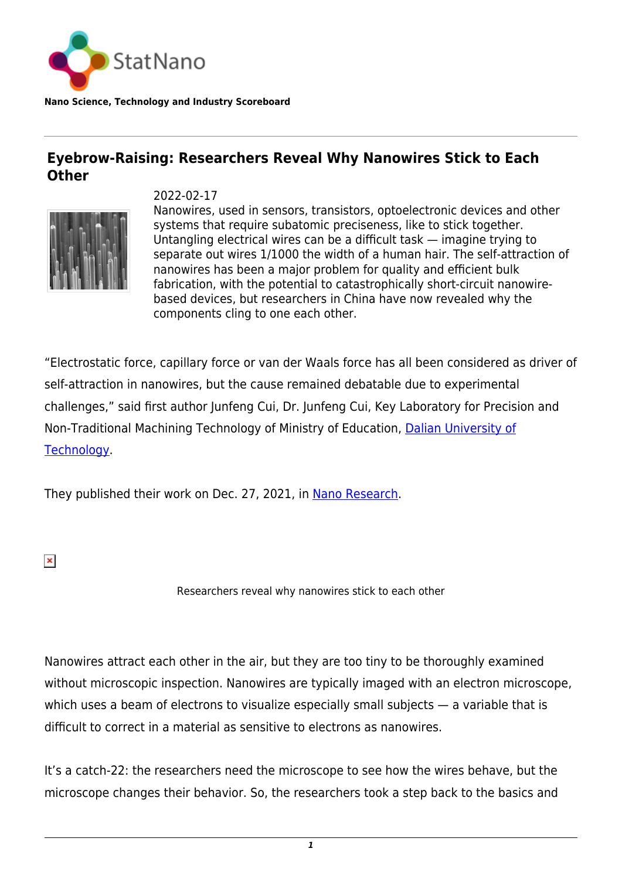StatNano

**Nano Science, Technology and Industry Scoreboard**

# Eyebrow-Raising: Researchers Reveal Why Nanowires Stick to Each Other

2022-02-17

Nanowires, used in sensors, transistors, optoelectronic devices and other systems that require subatomic preciseness, like to stick together. Untangling electrical wires can be a difficult task — imagine trying to separate out wires 1/1000 the width of a human hair. The self-attraction of nanowires has been a major problem for quality and efficient bulk fabrication, with the potential to catastrophically short-circuit nanowire-based devices, but researchers in China have now revealed why the components cling to one each other.

"Electrostatic force, capillary force or van der Waals force has all been considered as driver of self-attraction in nanowires, but the cause remained debatable due to experimental challenges," said first author Junfeng Cui, Dr. Junfeng Cui, Key Laboratory for Precision and Non-Traditional Machining Technology of Ministry of Education, Dalian University of Technology.

They published their work on Dec. 27, 2021, in Nano Research.

Researchers reveal why nanowires stick to each other

Nanowires attract each other in the air, but they are too tiny to be thoroughly examined without microscopic inspection. Nanowires are typically imaged with an electron microscope, which uses a beam of electrons to visualize especially small subjects — a variable that is difficult to correct in a material as sensitive to electrons as nanowires.

It's a catch-22: the researchers need the microscope to see how the wires behave, but the microscope changes their behavior. So, the researchers took a step back to the basics and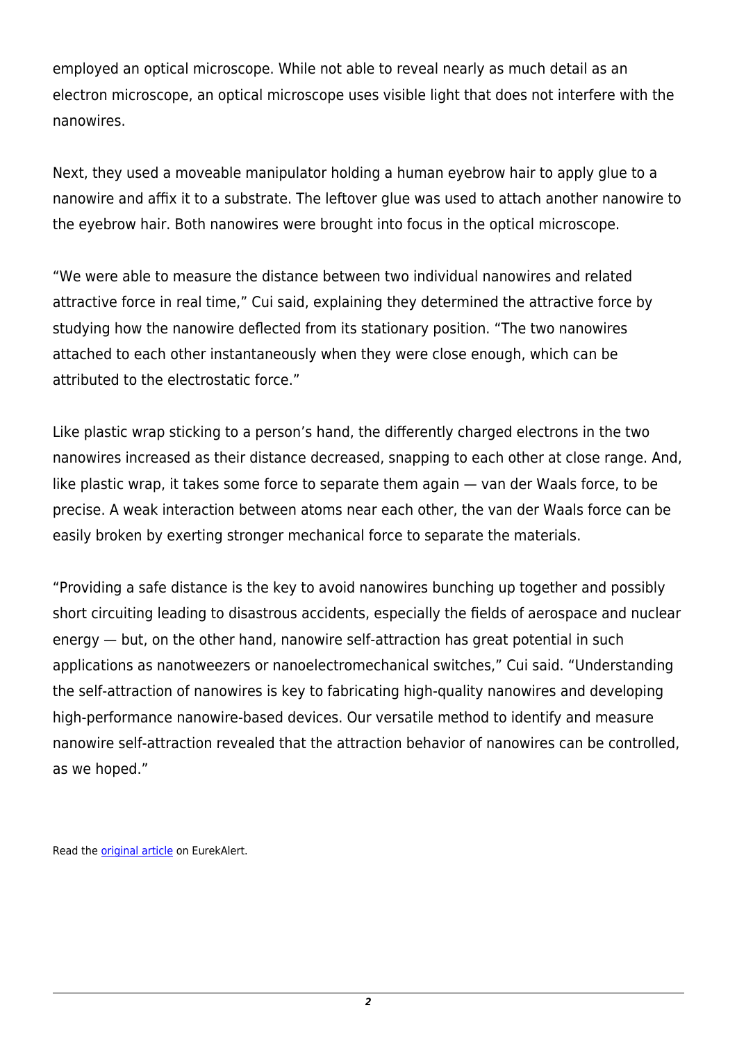employed an optical microscope. While not able to reveal nearly as much detail as an electron microscope, an optical microscope uses visible light that does not interfere with the nanowires.

Next, they used a moveable manipulator holding a human eyebrow hair to apply glue to a nanowire and affix it to a substrate. The leftover glue was used to attach another nanowire to the eyebrow hair. Both nanowires were brought into focus in the optical microscope.

"We were able to measure the distance between two individual nanowires and related attractive force in real time," Cui said, explaining they determined the attractive force by studying how the nanowire deflected from its stationary position. "The two nanowires attached to each other instantaneously when they were close enough, which can be attributed to the electrostatic force."

Like plastic wrap sticking to a person's hand, the differently charged electrons in the two nanowires increased as their distance decreased, snapping to each other at close range. And, like plastic wrap, it takes some force to separate them again — van der Waals force, to be precise. A weak interaction between atoms near each other, the van der Waals force can be easily broken by exerting stronger mechanical force to separate the materials.

"Providing a safe distance is the key to avoid nanowires bunching up together and possibly short circuiting leading to disastrous accidents, especially the fields of aerospace and nuclear energy — but, on the other hand, nanowire self-attraction has great potential in such applications as nanotweezers or nanoelectromechanical switches," Cui said. "Understanding the self-attraction of nanowires is key to fabricating high-quality nanowires and developing high-performance nanowire-based devices. Our versatile method to identify and measure nanowire self-attraction revealed that the attraction behavior of nanowires can be controlled, as we hoped."

Read the original article on EurekAlert.